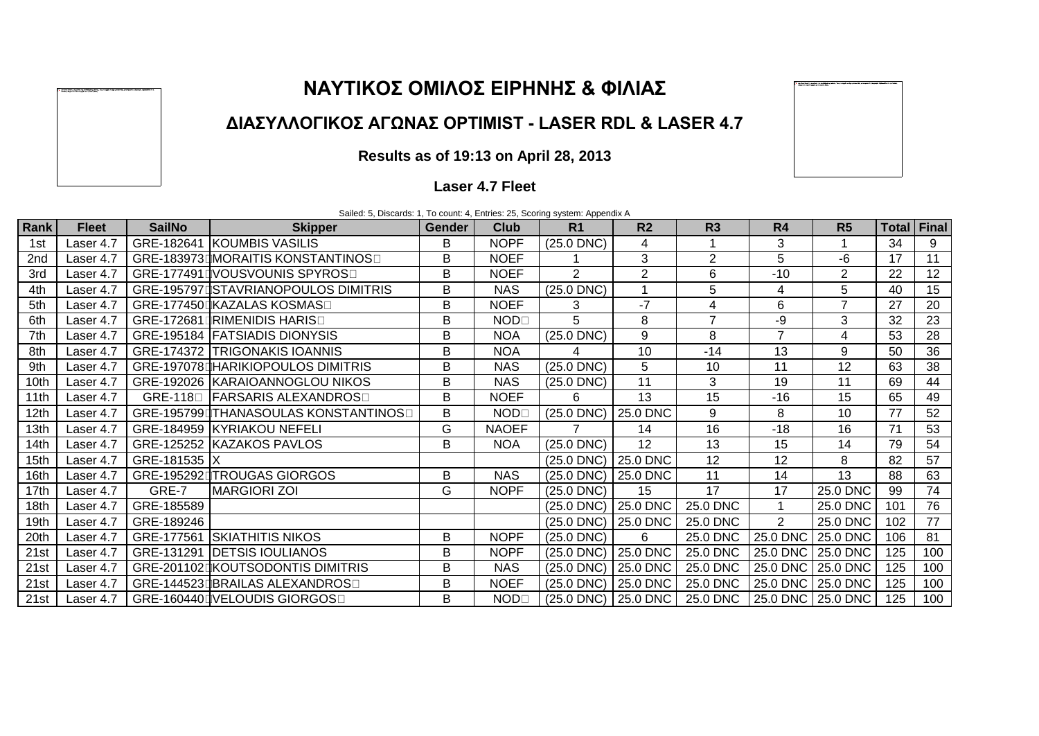# ΝΑΥΤΙΚΟΣ ΟΜΙΛΟΣ ΕΙΡΗΝΗΣ & ΦΙΛΙΑΣ

## ΔΙΑΣΥΛΛΟΓΙΚΟΣ ΑΓΩΝΑΣ OPTIMIST - LASER RDL & LASER 4.7

**Results as of 19:13 on April 28, 2013**

**Laser 4.7 Fleet**

Sailed: 5, Discards: 1, To count: 4, Entries: 25, Scoring system: Appendix A

| Rank | Fleet | SailNo | Skipper | Gender | Club | R1 | R2 | R3 | R4 | R5 | Total | Final |
|---|---|---|---|---|---|---|---|---|---|---|---|---|
| 1st | Laser 4.7 | GRE-182641 | KOUMBIS VASILIS | B | NOPF | (25.0 DNC) | 4 | 1 | 3 | 1 | 34 | 9 |
| 2nd | Laser 4.7 | GRE-183973 | MORAITIS KONSTANTINOS | B | NOEF | 1 | 3 | 2 | 5 | -6 | 17 | 11 |
| 3rd | Laser 4.7 | GRE-177491 | VOUSVOUNIS SPYROS | B | NOEF | 2 | 2 | 6 | -10 | 2 | 22 | 12 |
| 4th | Laser 4.7 | GRE-195797 | STAVRIANOPOULOS DIMITRIS | B | NAS | (25.0 DNC) | 1 | 5 | 4 | 5 | 40 | 15 |
| 5th | Laser 4.7 | GRE-177450 | KAZALAS KOSMAS | B | NOEF | 3 | -7 | 4 | 6 | 7 | 27 | 20 |
| 6th | Laser 4.7 | GRE-172681 | RIMENIDIS HARIS | B | NOD | 5 | 8 | 7 | -9 | 3 | 32 | 23 |
| 7th | Laser 4.7 | GRE-195184 | FATSIADIS DIONYSIS | B | NOA | (25.0 DNC) | 9 | 8 | 7 | 4 | 53 | 28 |
| 8th | Laser 4.7 | GRE-174372 | TRIGONAKIS IOANNIS | B | NOA | 4 | 10 | -14 | 13 | 9 | 50 | 36 |
| 9th | Laser 4.7 | GRE-197078 | HARIKIOPOULOS DIMITRIS | B | NAS | (25.0 DNC) | 5 | 10 | 11 | 12 | 63 | 38 |
| 10th | Laser 4.7 | GRE-192026 | KARAIOANNOGLOU NIKOS | B | NAS | (25.0 DNC) | 11 | 3 | 19 | 11 | 69 | 44 |
| 11th | Laser 4.7 | GRE-118 | FARSARIS ALEXANDROS | B | NOEF | 6 | 13 | 15 | -16 | 15 | 65 | 49 |
| 12th | Laser 4.7 | GRE-195799 | THANASOULAS KONSTANTINOS | B | NOD | (25.0 DNC) | 25.0 DNC | 9 | 8 | 10 | 77 | 52 |
| 13th | Laser 4.7 | GRE-184959 | KYRIAKOU NEFELI | G | NAOEF | 7 | 14 | 16 | -18 | 16 | 71 | 53 |
| 14th | Laser 4.7 | GRE-125252 | KAZAKOS PAVLOS | B | NOA | (25.0 DNC) | 12 | 13 | 15 | 14 | 79 | 54 |
| 15th | Laser 4.7 | GRE-181535 | X | | | (25.0 DNC) | 25.0 DNC | 12 | 12 | 8 | 82 | 57 |
| 16th | Laser 4.7 | GRE-195292 | TROUGAS GIORGOS | B | NAS | (25.0 DNC) | 25.0 DNC | 11 | 14 | 13 | 88 | 63 |
| 17th | Laser 4.7 | GRE-7 | MARGIORI ZOI | G | NOPF | (25.0 DNC) | 15 | 17 | 17 | 25.0 DNC | 99 | 74 |
| 18th | Laser 4.7 | GRE-185589 | | | | (25.0 DNC) | 25.0 DNC | 25.0 DNC | 1 | 25.0 DNC | 101 | 76 |
| 19th | Laser 4.7 | GRE-189246 | | | | (25.0 DNC) | 25.0 DNC | 25.0 DNC | 2 | 25.0 DNC | 102 | 77 |
| 20th | Laser 4.7 | GRE-177561 | SKIATHITIS NIKOS | B | NOPF | (25.0 DNC) | 6 | 25.0 DNC | 25.0 DNC | 25.0 DNC | 106 | 81 |
| 21st | Laser 4.7 | GRE-131291 | DETSIS IOULIANOS | B | NOPF | (25.0 DNC) | 25.0 DNC | 25.0 DNC | 25.0 DNC | 25.0 DNC | 125 | 100 |
| 21st | Laser 4.7 | GRE-201102 | KOUTSODONTIS DIMITRIS | B | NAS | (25.0 DNC) | 25.0 DNC | 25.0 DNC | 25.0 DNC | 25.0 DNC | 125 | 100 |
| 21st | Laser 4.7 | GRE-144523 | BRAILAS ALEXANDROS | B | NOEF | (25.0 DNC) | 25.0 DNC | 25.0 DNC | 25.0 DNC | 25.0 DNC | 125 | 100 |
| 21st | Laser 4.7 | GRE-160440 | VELOUDIS GIORGOS | B | NOD | (25.0 DNC) | 25.0 DNC | 25.0 DNC | 25.0 DNC | 25.0 DNC | 125 | 100 |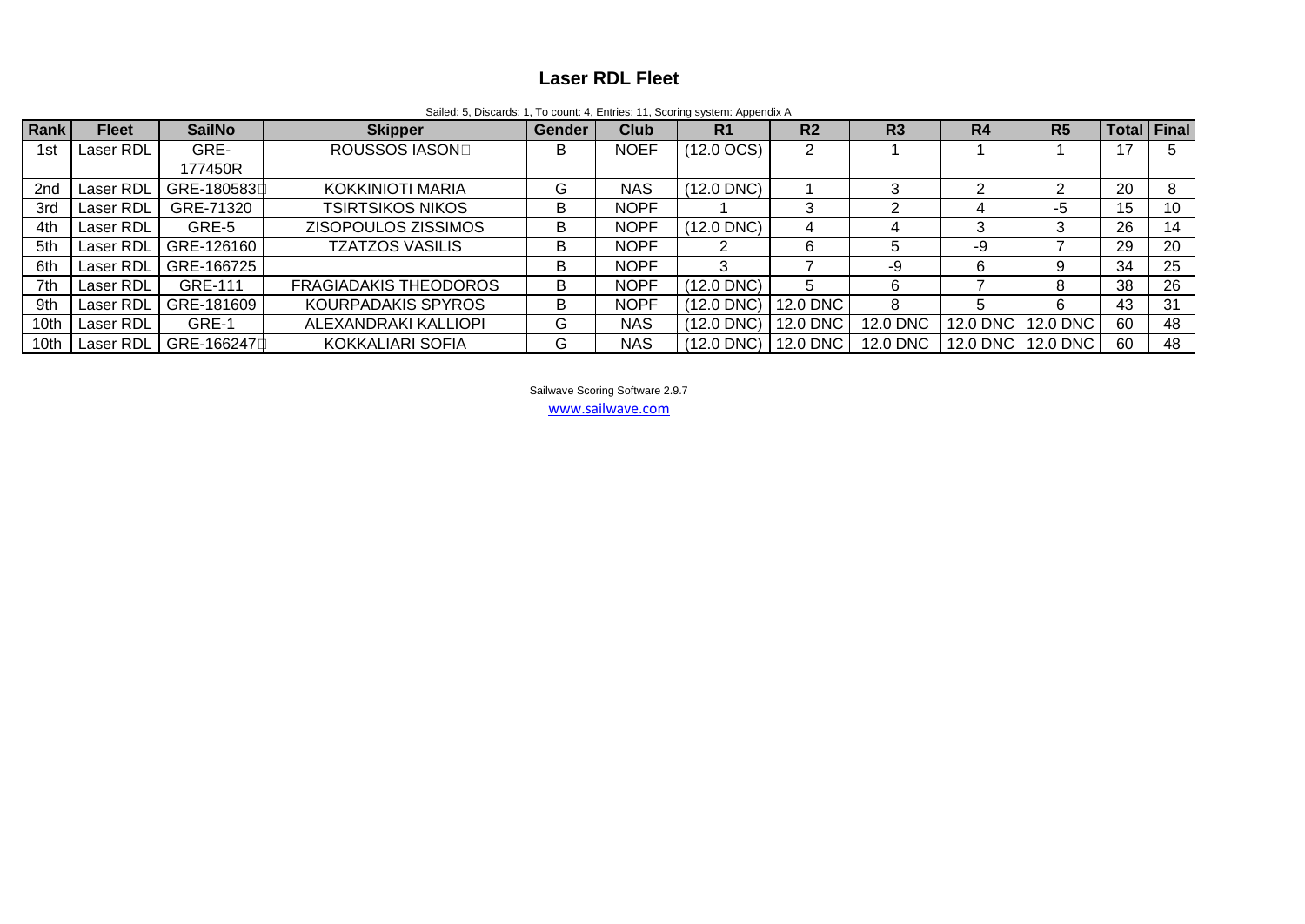## Laser RDL Fleet

Sailed: 5, Discards: 1, To count: 4, Entries: 11, Scoring system: Appendix A

| Rank | Fleet | SailNo | Skipper | Gender | Club | R1 | R2 | R3 | R4 | R5 | Total | Final |
|---|---|---|---|---|---|---|---|---|---|---|---|---|
| 1st | Laser RDL | GRE-177450R | ROUSSOS IASON | B | NOEF | (12.0 OCS) | 2 | 1 | 1 | 1 | 17 | 5 |
| 2nd | Laser RDL | GRE-180583 | KOKKINIOTI MARIA | G | NAS | (12.0 DNC) | 1 | 3 | 2 | 2 | 20 | 8 |
| 3rd | Laser RDL | GRE-71320 | TSIRTSIKOS NIKOS | B | NOPF | 1 | 3 | 2 | 4 | -5 | 15 | 10 |
| 4th | Laser RDL | GRE-5 | ZISOPOULOS ZISSIMOS | B | NOPF | (12.0 DNC) | 4 | 4 | 3 | 3 | 26 | 14 |
| 5th | Laser RDL | GRE-126160 | TZATZOS VASILIS | B | NOPF | 2 | 6 | 5 | -9 | 7 | 29 | 20 |
| 6th | Laser RDL | GRE-166725 | | B | NOPF | 3 | 7 | -9 | 6 | 9 | 34 | 25 |
| 7th | Laser RDL | GRE-111 | FRAGIADAKIS THEODOROS | B | NOPF | (12.0 DNC) | 5 | 6 | 7 | 8 | 38 | 26 |
| 9th | Laser RDL | GRE-181609 | KOURPADAKIS SPYROS | B | NOPF | (12.0 DNC) | 12.0 DNC | 8 | 5 | 6 | 43 | 31 |
| 10th | Laser RDL | GRE-1 | ALEXANDRAKI KALLIOPI | G | NAS | (12.0 DNC) | 12.0 DNC | 12.0 DNC | 12.0 DNC | 12.0 DNC | 60 | 48 |
| 10th | Laser RDL | GRE-166247 | KOKKALIARI SOFIA | G | NAS | (12.0 DNC) | 12.0 DNC | 12.0 DNC | 12.0 DNC | 12.0 DNC | 60 | 48 |

Sailwave Scoring Software 2.9.7
www.sailwave.com